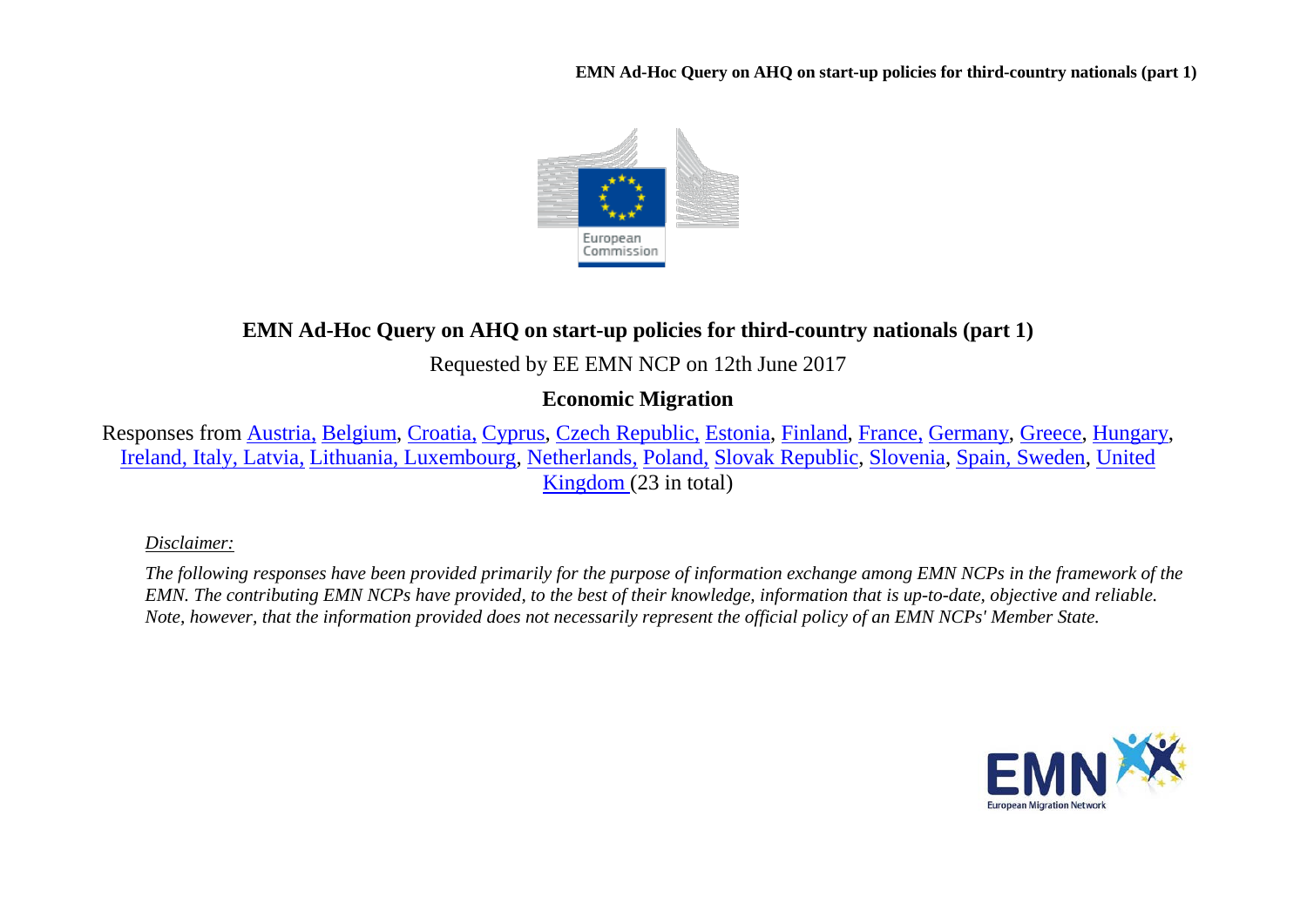# EMN Ad-Hoc Query on AHQ on start-up policies for third-country nationals (part 1)

Requested by EE EMN NCP on 12th June 2017

**Economic Migration**

Responses from Austria, Belgium, Croatia, Cyprus, Czech Republic, Estonia, Finland, France, Germany, Greece, Hungary, Ireland, Italy, Latvia, Lithuania, Luxembourg, Netherlands, Poland, Slovak Republic, Slovenia, Spain, Sweden, United Kingdom (23 in total)

*Disclaimer:*

*The following responses have been provided primarily for the purpose of information exchange among EMN NCPs in the framework of the EMN. The contributing EMN NCPs have provided, to the best of their knowledge, information that is up-to-date, objective and reliable. Note, however, that the information provided does not necessarily represent the official policy of an EMN NCPs' Member State.*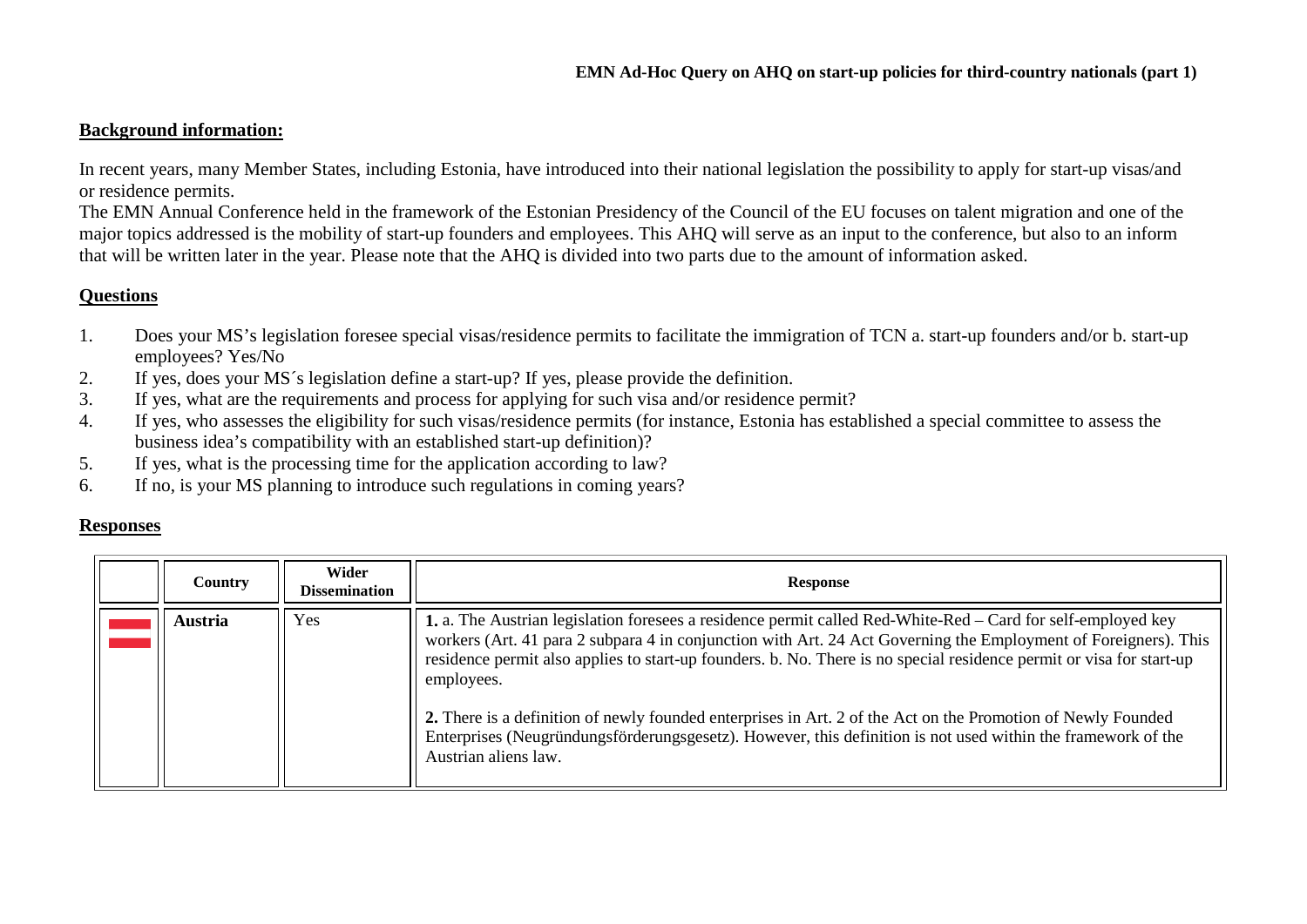**EMN Ad-Hoc Query on AHQ on start-up policies for third-country nationals (part 1)**

## Background information:

In recent years, many Member States, including Estonia, have introduced into their national legislation the possibility to apply for start-up visas/and or residence permits.
The EMN Annual Conference held in the framework of the Estonian Presidency of the Council of the EU focuses on talent migration and one of the major topics addressed is the mobility of start-up founders and employees. This AHQ will serve as an input to the conference, but also to an inform that will be written later in the year. Please note that the AHQ is divided into two parts due to the amount of information asked.

## Questions

1. Does your MS's legislation foresee special visas/residence permits to facilitate the immigration of TCN a. start-up founders and/or b. start-up employees? Yes/No
2. If yes, does your MS´s legislation define a start-up? If yes, please provide the definition.
3. If yes, what are the requirements and process for applying for such visa and/or residence permit?
4. If yes, who assesses the eligibility for such visas/residence permits (for instance, Estonia has established a special committee to assess the business idea's compatibility with an established start-up definition)?
5. If yes, what is the processing time for the application according to law?
6. If no, is your MS planning to introduce such regulations in coming years?

## Responses

| | Country | Wider Dissemination | Response |
|---|---|---|---|
| | **Austria** | Yes | **1.** a. The Austrian legislation foresees a residence permit called Red-White-Red – Card for self-employed key workers (Art. 41 para 2 subpara 4 in conjunction with Art. 24 Act Governing the Employment of Foreigners). This residence permit also applies to start-up founders. b. No. There is no special residence permit or visa for start-up employees.<br><br>**2.** There is a definition of newly founded enterprises in Art. 2 of the Act on the Promotion of Newly Founded Enterprises (Neugründungsförderungsgesetz). However, this definition is not used within the framework of the Austrian aliens law. |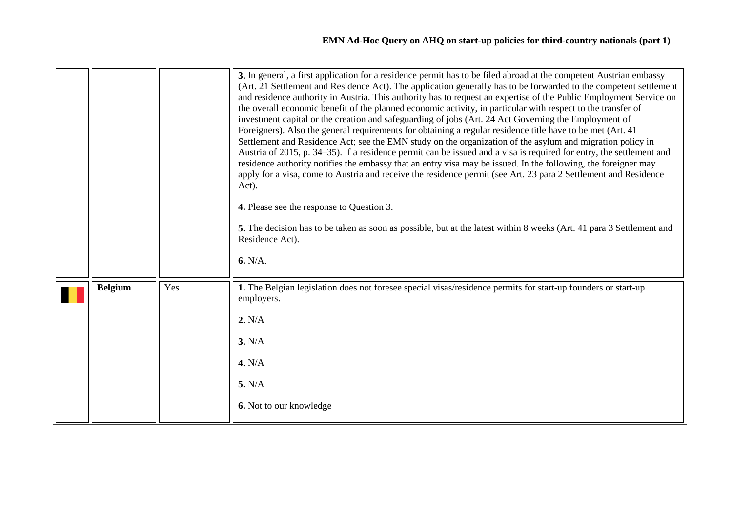| | | | |
|---|---|---|---|
| | | | **3.** In general, a first application for a residence permit has to be filed abroad at the competent Austrian embassy (Art. 21 Settlement and Residence Act). The application generally has to be forwarded to the competent settlement and residence authority in Austria. This authority has to request an expertise of the Public Employment Service on the overall economic benefit of the planned economic activity, in particular with respect to the transfer of investment capital or the creation and safeguarding of jobs (Art. 24 Act Governing the Employment of Foreigners). Also the general requirements for obtaining a regular residence title have to be met (Art. 41 Settlement and Residence Act; see the EMN study on the organization of the asylum and migration policy in Austria of 2015, p. 34–35). If a residence permit can be issued and a visa is required for entry, the settlement and residence authority notifies the embassy that an entry visa may be issued. In the following, the foreigner may apply for a visa, come to Austria and receive the residence permit (see Art. 23 para 2 Settlement and Residence Act).<br><br>**4.** Please see the response to Question 3.<br><br>**5.** The decision has to be taken as soon as possible, but at the latest within 8 weeks (Art. 41 para 3 Settlement and Residence Act).<br><br>**6.** N/A. |
| | **Belgium** | Yes | **1.** The Belgian legislation does not foresee special visas/residence permits for start-up founders or start-up employers.<br><br>**2.** N/A<br><br>**3.** N/A<br><br>**4.** N/A<br><br>**5.** N/A<br><br>**6.** Not to our knowledge |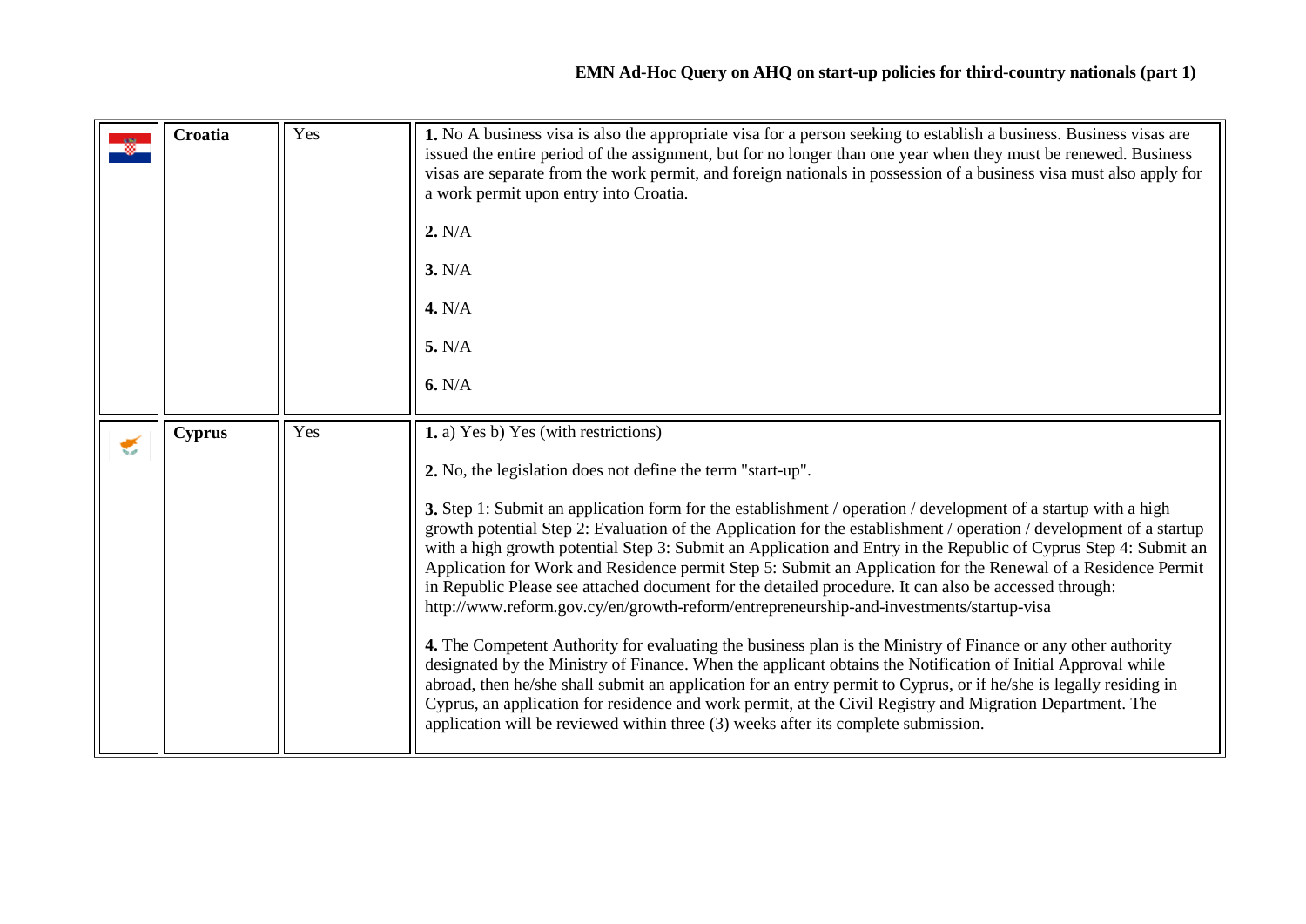| | Croatia | Yes | **1.** No A business visa is also the appropriate visa for a person seeking to establish a business. Business visas are issued the entire period of the assignment, but for no longer than one year when they must be renewed. Business visas are separate from the work permit, and foreign nationals in possession of a business visa must also apply for a work permit upon entry into Croatia.<br><br>**2.** N/A<br><br>**3.** N/A<br><br>**4.** N/A<br><br>**5.** N/A<br><br>**6.** N/A |
|---|---|---|---|
| | **Cyprus** | Yes | **1.** a) Yes b) Yes (with restrictions)<br><br>**2.** No, the legislation does not define the term "start-up".<br><br>**3.** Step 1: Submit an application form for the establishment / operation / development of a startup with a high growth potential Step 2: Evaluation of the Application for the establishment / operation / development of a startup with a high growth potential Step 3: Submit an Application and Entry in the Republic of Cyprus Step 4: Submit an Application for Work and Residence permit Step 5: Submit an Application for the Renewal of a Residence Permit in Republic Please see attached document for the detailed procedure. It can also be accessed through: http://www.reform.gov.cy/en/growth-reform/entrepreneurship-and-investments/startup-visa<br><br>**4.** The Competent Authority for evaluating the business plan is the Ministry of Finance or any other authority designated by the Ministry of Finance. When the applicant obtains the Notification of Initial Approval while abroad, then he/she shall submit an application for an entry permit to Cyprus, or if he/she is legally residing in Cyprus, an application for residence and work permit, at the Civil Registry and Migration Department. The application will be reviewed within three (3) weeks after its complete submission. |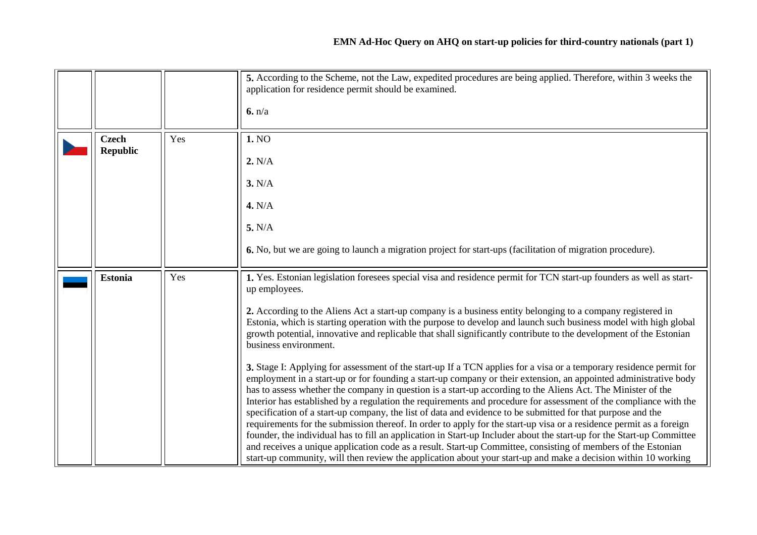| | | | |
|---|---|---|---|
| | | | **5.** According to the Scheme, not the Law, expedited procedures are being applied. Therefore, within 3 weeks the application for residence permit should be examined.<br><br>**6.** n/a |
| | **Czech Republic** | Yes | **1.** NO<br><br>**2.** N/A<br><br>**3.** N/A<br><br>**4.** N/A<br><br>**5.** N/A<br><br>**6.** No, but we are going to launch a migration project for start-ups (facilitation of migration procedure). |
| | **Estonia** | Yes | **1.** Yes. Estonian legislation foresees special visa and residence permit for TCN start-up founders as well as start-up employees.<br><br>**2.** According to the Aliens Act a start-up company is a business entity belonging to a company registered in Estonia, which is starting operation with the purpose to develop and launch such business model with high global growth potential, innovative and replicable that shall significantly contribute to the development of the Estonian business environment.<br><br>**3.** Stage I: Applying for assessment of the start-up If a TCN applies for a visa or a temporary residence permit for employment in a start-up or for founding a start-up company or their extension, an appointed administrative body has to assess whether the company in question is a start-up according to the Aliens Act. The Minister of the Interior has established by a regulation the requirements and procedure for assessment of the compliance with the specification of a start-up company, the list of data and evidence to be submitted for that purpose and the requirements for the submission thereof. In order to apply for the start-up visa or a residence permit as a foreign founder, the individual has to fill an application in Start-up Includer about the start-up for the Start-up Committee and receives a unique application code as a result. Start-up Committee, consisting of members of the Estonian start-up community, will then review the application about your start-up and make a decision within 10 working |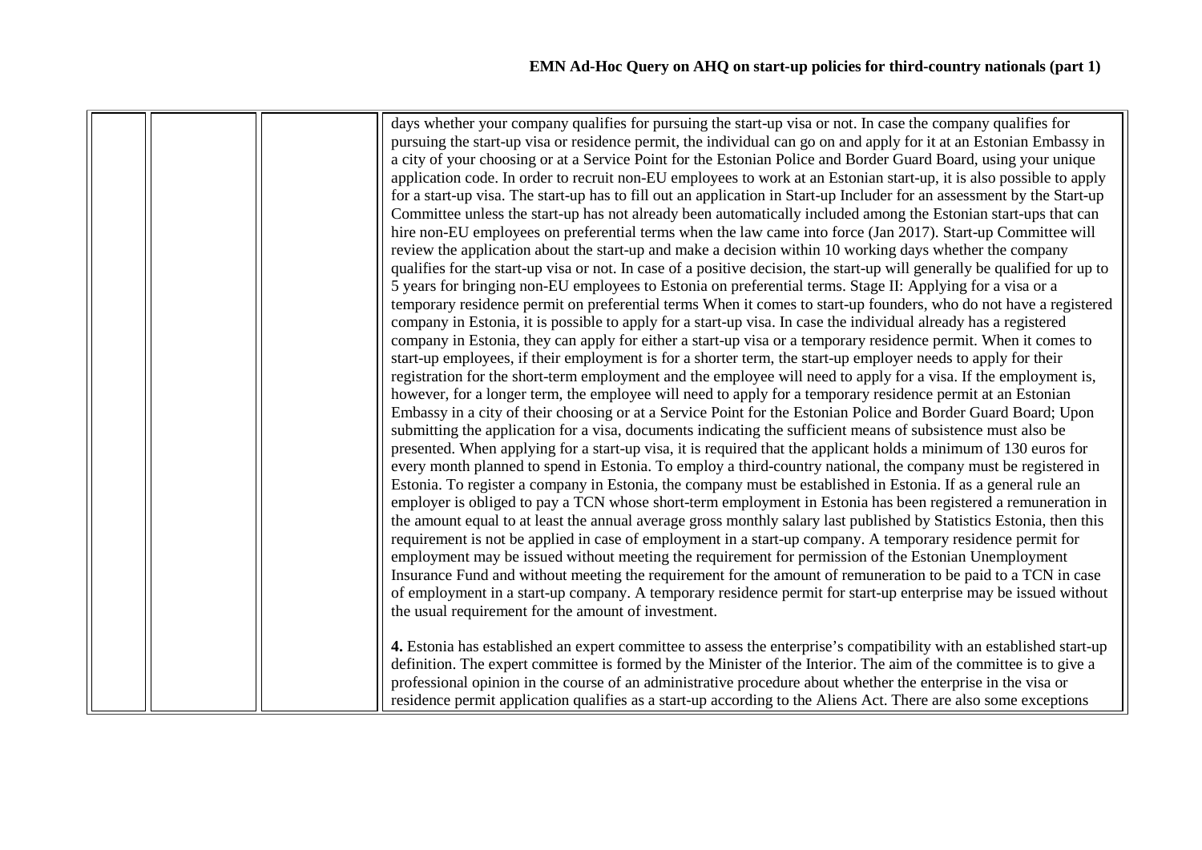|  |  |  |  |
|---|---|---|---|
|  |  |  | days whether your company qualifies for pursuing the start-up visa or not. In case the company qualifies for pursuing the start-up visa or residence permit, the individual can go on and apply for it at an Estonian Embassy in a city of your choosing or at a Service Point for the Estonian Police and Border Guard Board, using your unique application code. In order to recruit non-EU employees to work at an Estonian start-up, it is also possible to apply for a start-up visa. The start-up has to fill out an application in Start-up Includer for an assessment by the Start-up Committee unless the start-up has not already been automatically included among the Estonian start-ups that can hire non-EU employees on preferential terms when the law came into force (Jan 2017). Start-up Committee will review the application about the start-up and make a decision within 10 working days whether the company qualifies for the start-up visa or not. In case of a positive decision, the start-up will generally be qualified for up to 5 years for bringing non-EU employees to Estonia on preferential terms. Stage II: Applying for a visa or a temporary residence permit on preferential terms When it comes to start-up founders, who do not have a registered company in Estonia, it is possible to apply for a start-up visa. In case the individual already has a registered company in Estonia, they can apply for either a start-up visa or a temporary residence permit. When it comes to start-up employees, if their employment is for a shorter term, the start-up employer needs to apply for their registration for the short-term employment and the employee will need to apply for a visa. If the employment is, however, for a longer term, the employee will need to apply for a temporary residence permit at an Estonian Embassy in a city of their choosing or at a Service Point for the Estonian Police and Border Guard Board; Upon submitting the application for a visa, documents indicating the sufficient means of subsistence must also be presented. When applying for a start-up visa, it is required that the applicant holds a minimum of 130 euros for every month planned to spend in Estonia. To employ a third-country national, the company must be registered in Estonia. To register a company in Estonia, the company must be established in Estonia. If as a general rule an employer is obliged to pay a TCN whose short-term employment in Estonia has been registered a remuneration in the amount equal to at least the annual average gross monthly salary last published by Statistics Estonia, then this requirement is not be applied in case of employment in a start-up company. A temporary residence permit for employment may be issued without meeting the requirement for permission of the Estonian Unemployment Insurance Fund and without meeting the requirement for the amount of remuneration to be paid to a TCN in case of employment in a start-up company. A temporary residence permit for start-up enterprise may be issued without the usual requirement for the amount of investment.<br><br>**4.** Estonia has established an expert committee to assess the enterprise's compatibility with an established start-up definition. The expert committee is formed by the Minister of the Interior. The aim of the committee is to give a professional opinion in the course of an administrative procedure about whether the enterprise in the visa or residence permit application qualifies as a start-up according to the Aliens Act. There are also some exceptions |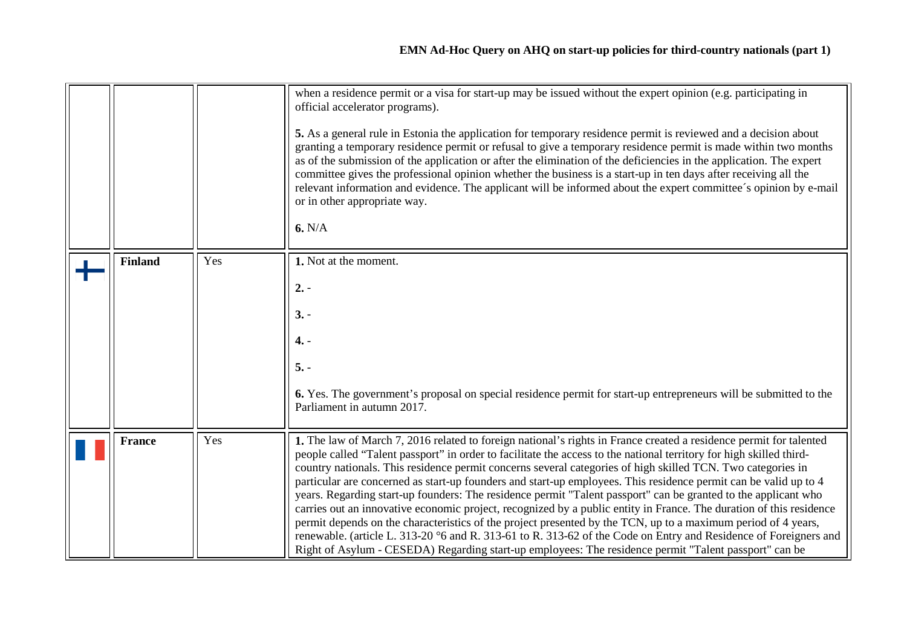| | | | |
|---|---|---|---|
| | | | when a residence permit or a visa for start-up may be issued without the expert opinion (e.g. participating in official accelerator programs).<br><br>**5.** As a general rule in Estonia the application for temporary residence permit is reviewed and a decision about granting a temporary residence permit or refusal to give a temporary residence permit is made within two months as of the submission of the application or after the elimination of the deficiencies in the application. The expert committee gives the professional opinion whether the business is a start-up in ten days after receiving all the relevant information and evidence. The applicant will be informed about the expert committee´s opinion by e-mail or in other appropriate way.<br><br>**6.** N/A |
| | **Finland** | Yes | **1.** Not at the moment.<br><br>**2.** -<br><br>**3.** -<br><br>**4.** -<br><br>**5.** -<br><br>**6.** Yes. The government's proposal on special residence permit for start-up entrepreneurs will be submitted to the Parliament in autumn 2017. |
| | **France** | Yes | **1.** The law of March 7, 2016 related to foreign national's rights in France created a residence permit for talented people called "Talent passport" in order to facilitate the access to the national territory for high skilled third-country nationals. This residence permit concerns several categories of high skilled TCN. Two categories in particular are concerned as start-up founders and start-up employees. This residence permit can be valid up to 4 years. Regarding start-up founders: The residence permit "Talent passport" can be granted to the applicant who carries out an innovative economic project, recognized by a public entity in France. The duration of this residence permit depends on the characteristics of the project presented by the TCN, up to a maximum period of 4 years, renewable. (article L. 313-20 °6 and R. 313-61 to R. 313-62 of the Code on Entry and Residence of Foreigners and Right of Asylum - CESEDA) Regarding start-up employees: The residence permit "Talent passport" can be |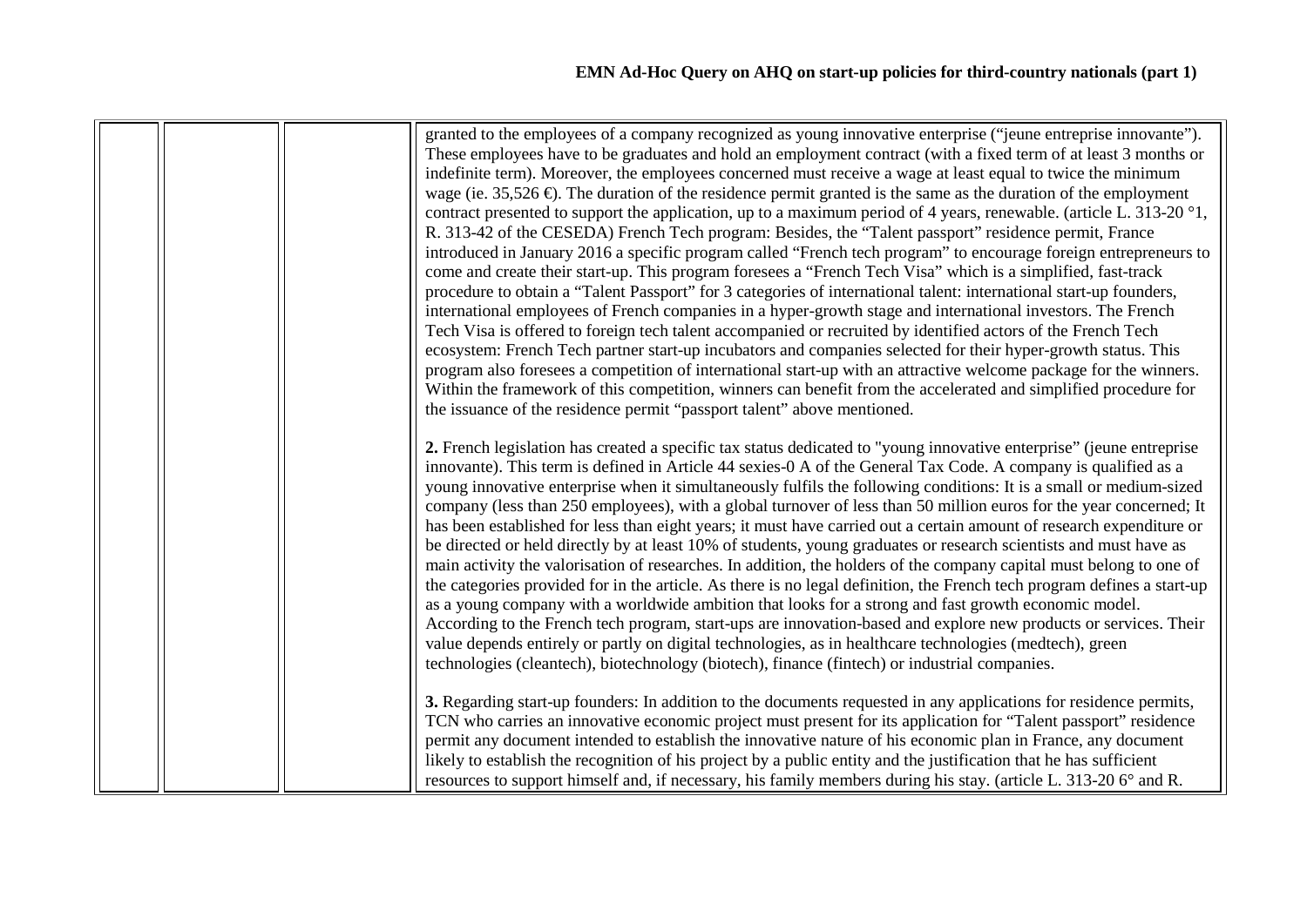| | | | |
|---|---|---|---|
| | | | granted to the employees of a company recognized as young innovative enterprise ("jeune entreprise innovante"). These employees have to be graduates and hold an employment contract (with a fixed term of at least 3 months or indefinite term). Moreover, the employees concerned must receive a wage at least equal to twice the minimum wage (ie. 35,526 €). The duration of the residence permit granted is the same as the duration of the employment contract presented to support the application, up to a maximum period of 4 years, renewable. (article L. 313-20 °1, R. 313-42 of the CESEDA) French Tech program: Besides, the "Talent passport" residence permit, France introduced in January 2016 a specific program called "French tech program" to encourage foreign entrepreneurs to come and create their start-up. This program foresees a "French Tech Visa" which is a simplified, fast-track procedure to obtain a "Talent Passport" for 3 categories of international talent: international start-up founders, international employees of French companies in a hyper-growth stage and international investors. The French Tech Visa is offered to foreign tech talent accompanied or recruited by identified actors of the French Tech ecosystem: French Tech partner start-up incubators and companies selected for their hyper-growth status. This program also foresees a competition of international start-up with an attractive welcome package for the winners. Within the framework of this competition, winners can benefit from the accelerated and simplified procedure for the issuance of the residence permit "passport talent" above mentioned.<br><br>**2.** French legislation has created a specific tax status dedicated to "young innovative enterprise" (jeune entreprise innovante). This term is defined in Article 44 sexies-0 A of the General Tax Code. A company is qualified as a young innovative enterprise when it simultaneously fulfils the following conditions: It is a small or medium-sized company (less than 250 employees), with a global turnover of less than 50 million euros for the year concerned; It has been established for less than eight years; it must have carried out a certain amount of research expenditure or be directed or held directly by at least 10% of students, young graduates or research scientists and must have as main activity the valorisation of researches. In addition, the holders of the company capital must belong to one of the categories provided for in the article. As there is no legal definition, the French tech program defines a start-up as a young company with a worldwide ambition that looks for a strong and fast growth economic model. According to the French tech program, start-ups are innovation-based and explore new products or services. Their value depends entirely or partly on digital technologies, as in healthcare technologies (medtech), green technologies (cleantech), biotechnology (biotech), finance (fintech) or industrial companies.<br><br>**3.** Regarding start-up founders: In addition to the documents requested in any applications for residence permits, TCN who carries an innovative economic project must present for its application for "Talent passport" residence permit any document intended to establish the innovative nature of his economic plan in France, any document likely to establish the recognition of his project by a public entity and the justification that he has sufficient resources to support himself and, if necessary, his family members during his stay. (article L. 313-20 6° and R. |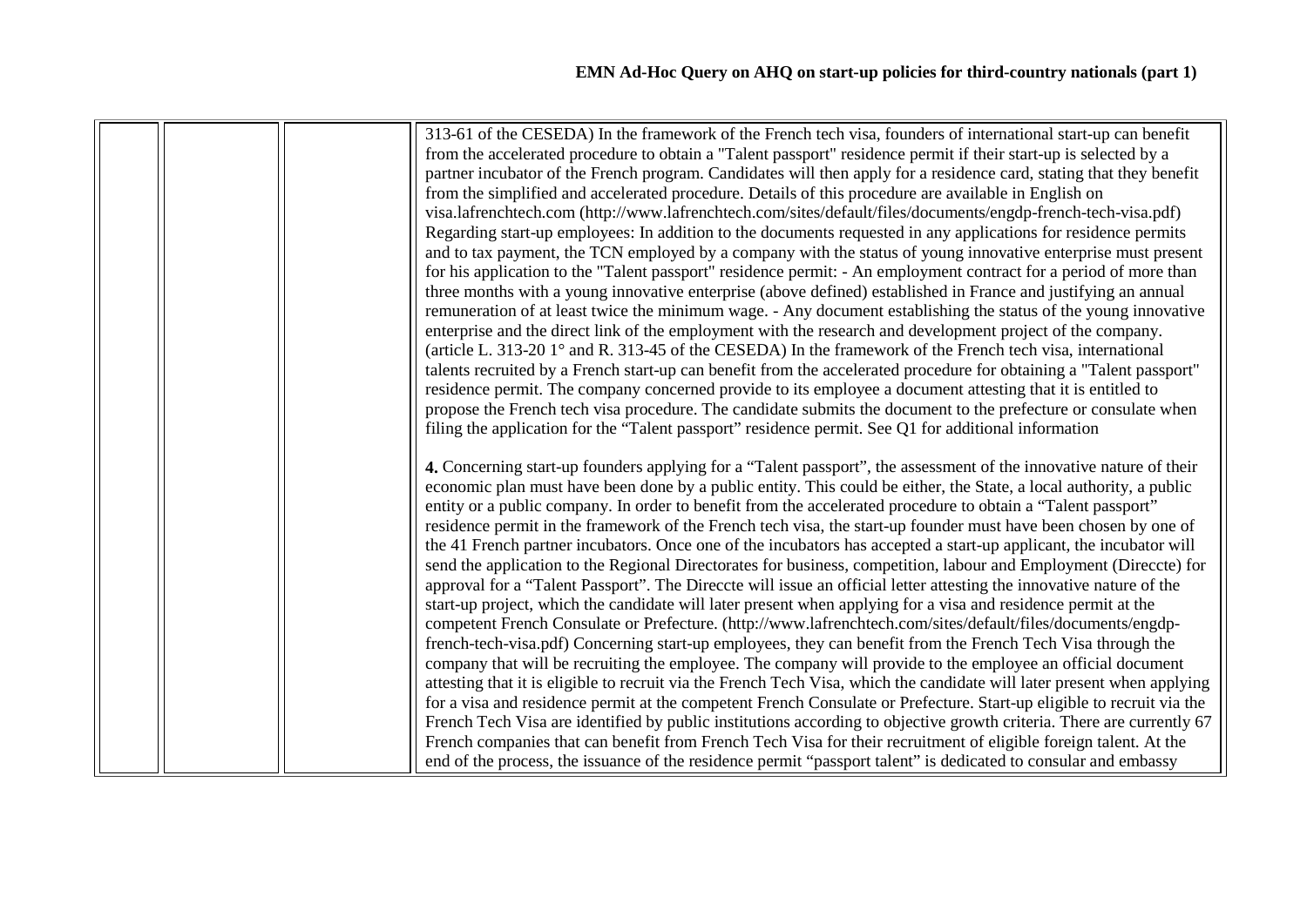| | | | |
|---|---|---|---|
| | | | 313-61 of the CESEDA) In the framework of the French tech visa, founders of international start-up can benefit from the accelerated procedure to obtain a "Talent passport" residence permit if their start-up is selected by a partner incubator of the French program. Candidates will then apply for a residence card, stating that they benefit from the simplified and accelerated procedure. Details of this procedure are available in English on visa.lafrenchtech.com (http://www.lafrenchtech.com/sites/default/files/documents/engdp-french-tech-visa.pdf) Regarding start-up employees: In addition to the documents requested in any applications for residence permits and to tax payment, the TCN employed by a company with the status of young innovative enterprise must present for his application to the "Talent passport" residence permit: - An employment contract for a period of more than three months with a young innovative enterprise (above defined) established in France and justifying an annual remuneration of at least twice the minimum wage. - Any document establishing the status of the young innovative enterprise and the direct link of the employment with the research and development project of the company. (article L. 313-20 1° and R. 313-45 of the CESEDA) In the framework of the French tech visa, international talents recruited by a French start-up can benefit from the accelerated procedure for obtaining a "Talent passport" residence permit. The company concerned provide to its employee a document attesting that it is entitled to propose the French tech visa procedure. The candidate submits the document to the prefecture or consulate when filing the application for the "Talent passport" residence permit. See Q1 for additional information<br><br>**4.** Concerning start-up founders applying for a "Talent passport", the assessment of the innovative nature of their economic plan must have been done by a public entity. This could be either, the State, a local authority, a public entity or a public company. In order to benefit from the accelerated procedure to obtain a "Talent passport" residence permit in the framework of the French tech visa, the start-up founder must have been chosen by one of the 41 French partner incubators. Once one of the incubators has accepted a start-up applicant, the incubator will send the application to the Regional Directorates for business, competition, labour and Employment (Direccte) for approval for a "Talent Passport". The Direccte will issue an official letter attesting the innovative nature of the start-up project, which the candidate will later present when applying for a visa and residence permit at the competent French Consulate or Prefecture. (http://www.lafrenchtech.com/sites/default/files/documents/engdp-french-tech-visa.pdf) Concerning start-up employees, they can benefit from the French Tech Visa through the company that will be recruiting the employee. The company will provide to the employee an official document attesting that it is eligible to recruit via the French Tech Visa, which the candidate will later present when applying for a visa and residence permit at the competent French Consulate or Prefecture. Start-up eligible to recruit via the French Tech Visa are identified by public institutions according to objective growth criteria. There are currently 67 French companies that can benefit from French Tech Visa for their recruitment of eligible foreign talent. At the end of the process, the issuance of the residence permit "passport talent" is dedicated to consular and embassy |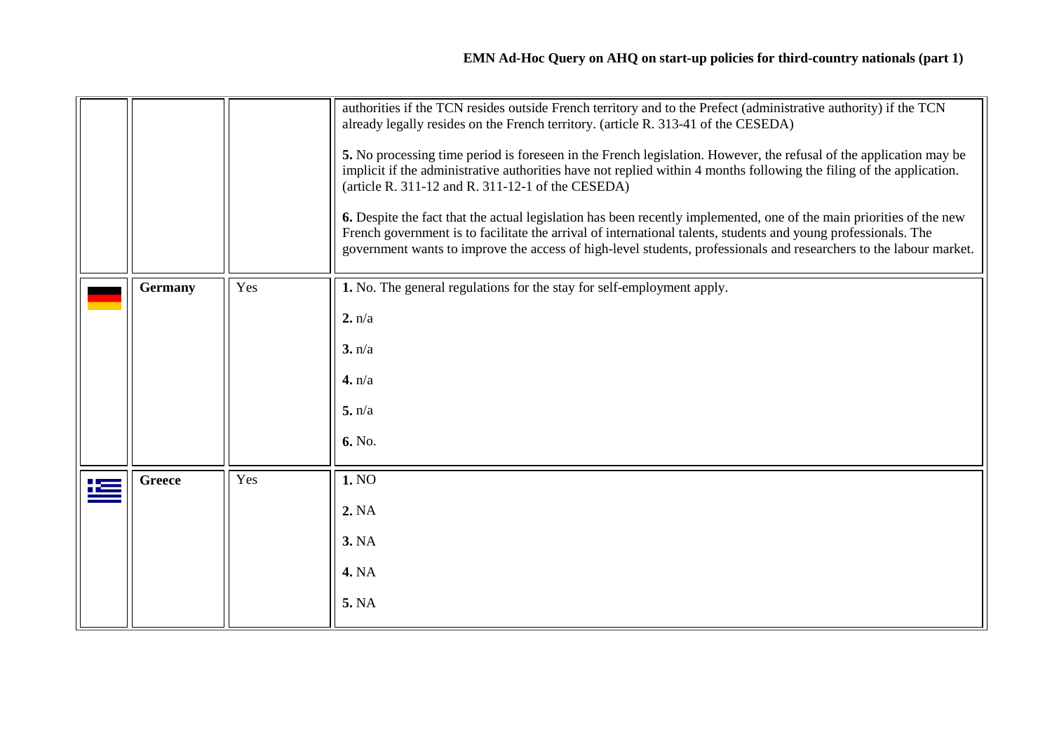|  |  |  |  |
|---|---|---|---|
|  |  |  | authorities if the TCN resides outside French territory and to the Prefect (administrative authority) if the TCN already legally resides on the French territory. (article R. 313-41 of the CESEDA)<br><br>**5.** No processing time period is foreseen in the French legislation. However, the refusal of the application may be implicit if the administrative authorities have not replied within 4 months following the filing of the application. (article R. 311-12 and R. 311-12-1 of the CESEDA)<br><br>**6.** Despite the fact that the actual legislation has been recently implemented, one of the main priorities of the new French government is to facilitate the arrival of international talents, students and young professionals. The government wants to improve the access of high-level students, professionals and researchers to the labour market. |
|  | **Germany** | Yes | **1.** No. The general regulations for the stay for self-employment apply.<br><br>**2.** n/a<br><br>**3.** n/a<br><br>**4.** n/a<br><br>**5.** n/a<br><br>**6.** No. |
|  | **Greece** | Yes | **1.** NO<br><br>**2.** NA<br><br>**3.** NA<br><br>**4.** NA<br><br>**5.** NA |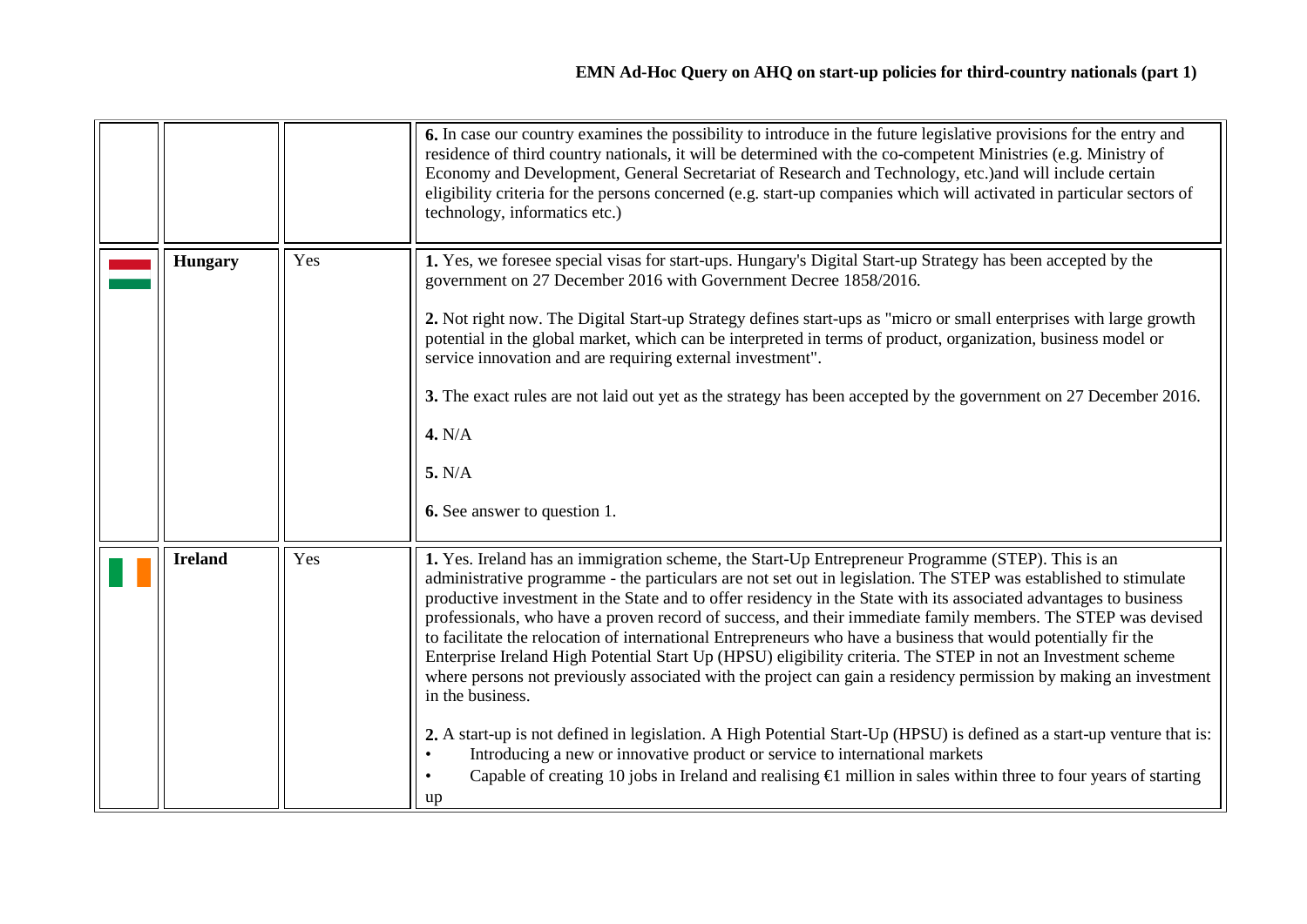| | | | |
|---|---|---|---|
| | | | **6.** In case our country examines the possibility to introduce in the future legislative provisions for the entry and residence of third country nationals, it will be determined with the co-competent Ministries (e.g. Ministry of Economy and Development, General Secretariat of Research and Technology, etc.)and will include certain eligibility criteria for the persons concerned (e.g. start-up companies which will activated in particular sectors of technology, informatics etc.) |
| | **Hungary** | Yes | **1.** Yes, we foresee special visas for start-ups. Hungary's Digital Start-up Strategy has been accepted by the government on 27 December 2016 with Government Decree 1858/2016.<br><br>**2.** Not right now. The Digital Start-up Strategy defines start-ups as "micro or small enterprises with large growth potential in the global market, which can be interpreted in terms of product, organization, business model or service innovation and are requiring external investment".<br><br>**3.** The exact rules are not laid out yet as the strategy has been accepted by the government on 27 December 2016.<br><br>**4.** N/A<br><br>**5.** N/A<br><br>**6.** See answer to question 1. |
| | **Ireland** | Yes | **1.** Yes. Ireland has an immigration scheme, the Start-Up Entrepreneur Programme (STEP). This is an administrative programme - the particulars are not set out in legislation. The STEP was established to stimulate productive investment in the State and to offer residency in the State with its associated advantages to business professionals, who have a proven record of success, and their immediate family members. The STEP was devised to facilitate the relocation of international Entrepreneurs who have a business that would potentially fir the Enterprise Ireland High Potential Start Up (HPSU) eligibility criteria. The STEP in not an Investment scheme where persons not previously associated with the project can gain a residency permission by making an investment in the business.<br><br>**2.** A start-up is not defined in legislation. A High Potential Start-Up (HPSU) is defined as a start-up venture that is:<br>• Introducing a new or innovative product or service to international markets<br>• Capable of creating 10 jobs in Ireland and realising €1 million in sales within three to four years of starting up |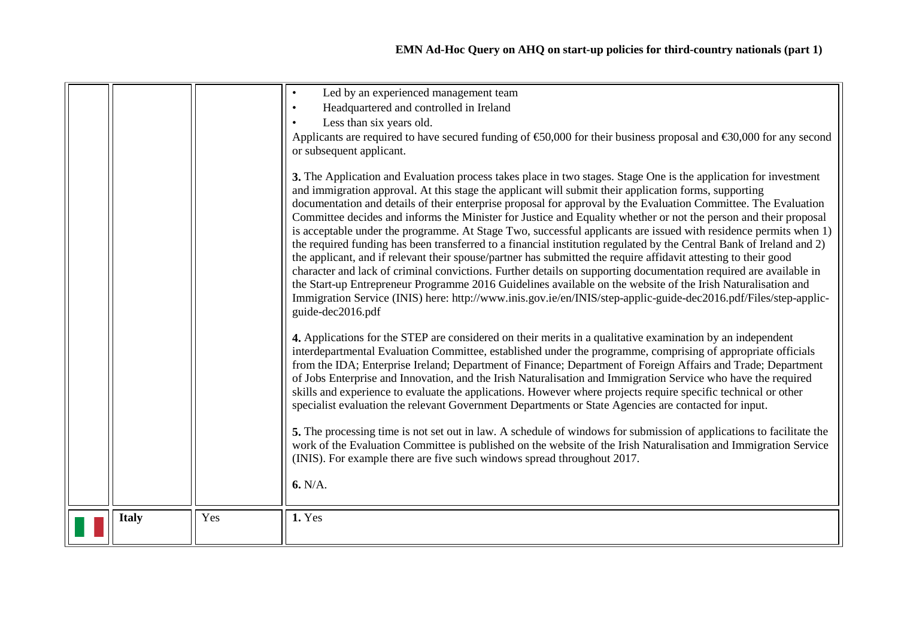| | | | |
|---|---|---|---|
| | | | • Led by an experienced management team<br>• Headquartered and controlled in Ireland<br>• Less than six years old.<br>Applicants are required to have secured funding of €50,000 for their business proposal and €30,000 for any second or subsequent applicant.<br><br>**3.** The Application and Evaluation process takes place in two stages. Stage One is the application for investment and immigration approval. At this stage the applicant will submit their application forms, supporting documentation and details of their enterprise proposal for approval by the Evaluation Committee. The Evaluation Committee decides and informs the Minister for Justice and Equality whether or not the person and their proposal is acceptable under the programme. At Stage Two, successful applicants are issued with residence permits when 1) the required funding has been transferred to a financial institution regulated by the Central Bank of Ireland and 2) the applicant, and if relevant their spouse/partner has submitted the require affidavit attesting to their good character and lack of criminal convictions. Further details on supporting documentation required are available in the Start-up Entrepreneur Programme 2016 Guidelines available on the website of the Irish Naturalisation and Immigration Service (INIS) here: http://www.inis.gov.ie/en/INIS/step-applic-guide-dec2016.pdf/Files/step-applic-guide-dec2016.pdf<br><br>**4.** Applications for the STEP are considered on their merits in a qualitative examination by an independent interdepartmental Evaluation Committee, established under the programme, comprising of appropriate officials from the IDA; Enterprise Ireland; Department of Finance; Department of Foreign Affairs and Trade; Department of Jobs Enterprise and Innovation, and the Irish Naturalisation and Immigration Service who have the required skills and experience to evaluate the applications. However where projects require specific technical or other specialist evaluation the relevant Government Departments or State Agencies are contacted for input.<br><br>**5.** The processing time is not set out in law. A schedule of windows for submission of applications to facilitate the work of the Evaluation Committee is published on the website of the Irish Naturalisation and Immigration Service (INIS). For example there are five such windows spread throughout 2017.<br><br>**6.** N/A. |
| | **Italy** | Yes | **1.** Yes |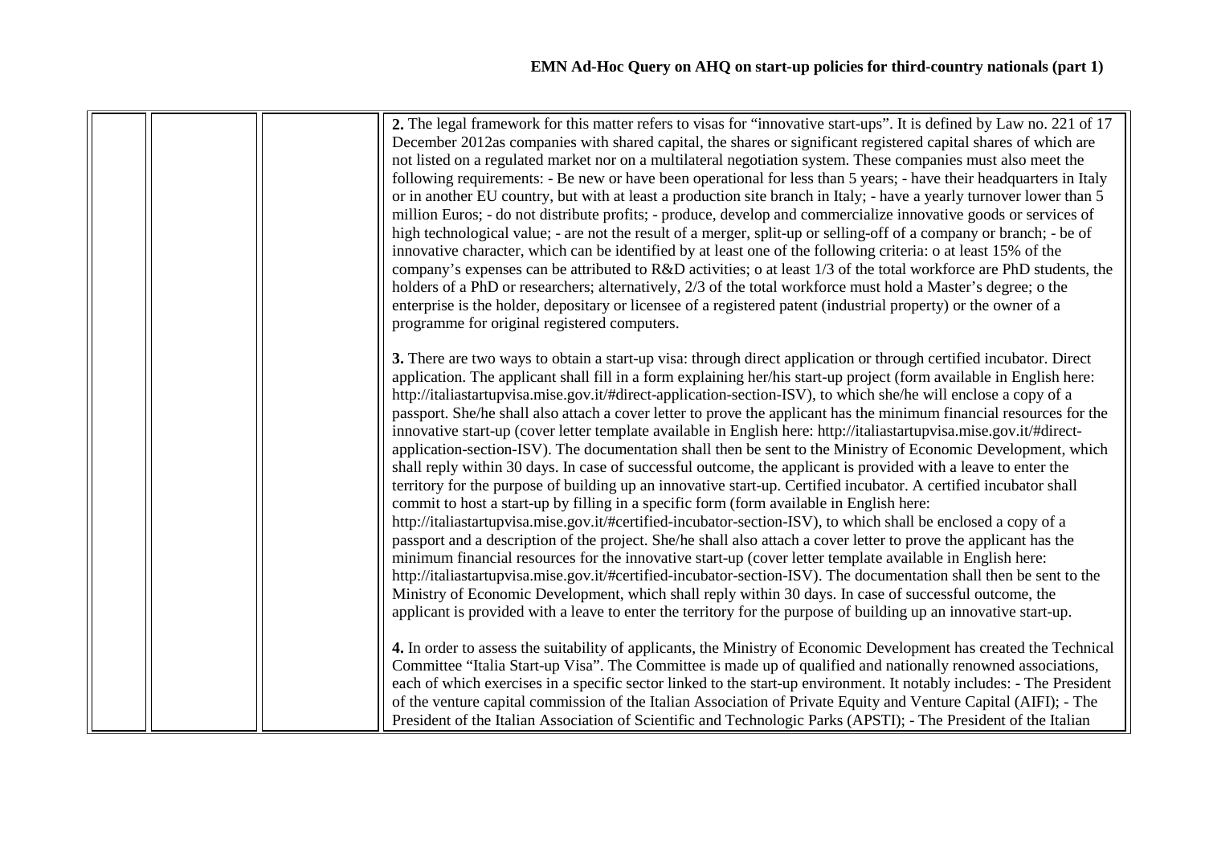| | | | |
|---|---|---|---|
| | | | **2.** The legal framework for this matter refers to visas for "innovative start-ups". It is defined by Law no. 221 of 17 December 2012as companies with shared capital, the shares or significant registered capital shares of which are not listed on a regulated market nor on a multilateral negotiation system. These companies must also meet the following requirements: - Be new or have been operational for less than 5 years; - have their headquarters in Italy or in another EU country, but with at least a production site branch in Italy; - have a yearly turnover lower than 5 million Euros; - do not distribute profits; - produce, develop and commercialize innovative goods or services of high technological value; - are not the result of a merger, split-up or selling-off of a company or branch; - be of innovative character, which can be identified by at least one of the following criteria: o at least 15% of the company's expenses can be attributed to R&D activities; o at least 1/3 of the total workforce are PhD students, the holders of a PhD or researchers; alternatively, 2/3 of the total workforce must hold a Master's degree; o the enterprise is the holder, depositary or licensee of a registered patent (industrial property) or the owner of a programme for original registered computers.<br><br>**3.** There are two ways to obtain a start-up visa: through direct application or through certified incubator. Direct application. The applicant shall fill in a form explaining her/his start-up project (form available in English here: http://italiastartupvisa.mise.gov.it/#direct-application-section-ISV), to which she/he will enclose a copy of a passport. She/he shall also attach a cover letter to prove the applicant has the minimum financial resources for the innovative start-up (cover letter template available in English here: http://italiastartupvisa.mise.gov.it/#direct-application-section-ISV). The documentation shall then be sent to the Ministry of Economic Development, which shall reply within 30 days. In case of successful outcome, the applicant is provided with a leave to enter the territory for the purpose of building up an innovative start-up. Certified incubator. A certified incubator shall commit to host a start-up by filling in a specific form (form available in English here: http://italiastartupvisa.mise.gov.it/#certified-incubator-section-ISV), to which shall be enclosed a copy of a passport and a description of the project. She/he shall also attach a cover letter to prove the applicant has the minimum financial resources for the innovative start-up (cover letter template available in English here: http://italiastartupvisa.mise.gov.it/#certified-incubator-section-ISV). The documentation shall then be sent to the Ministry of Economic Development, which shall reply within 30 days. In case of successful outcome, the applicant is provided with a leave to enter the territory for the purpose of building up an innovative start-up.<br><br>**4.** In order to assess the suitability of applicants, the Ministry of Economic Development has created the Technical Committee "Italia Start-up Visa". The Committee is made up of qualified and nationally renowned associations, each of which exercises in a specific sector linked to the start-up environment. It notably includes: - The President of the venture capital commission of the Italian Association of Private Equity and Venture Capital (AIFI); - The President of the Italian Association of Scientific and Technologic Parks (APSTI); - The President of the Italian |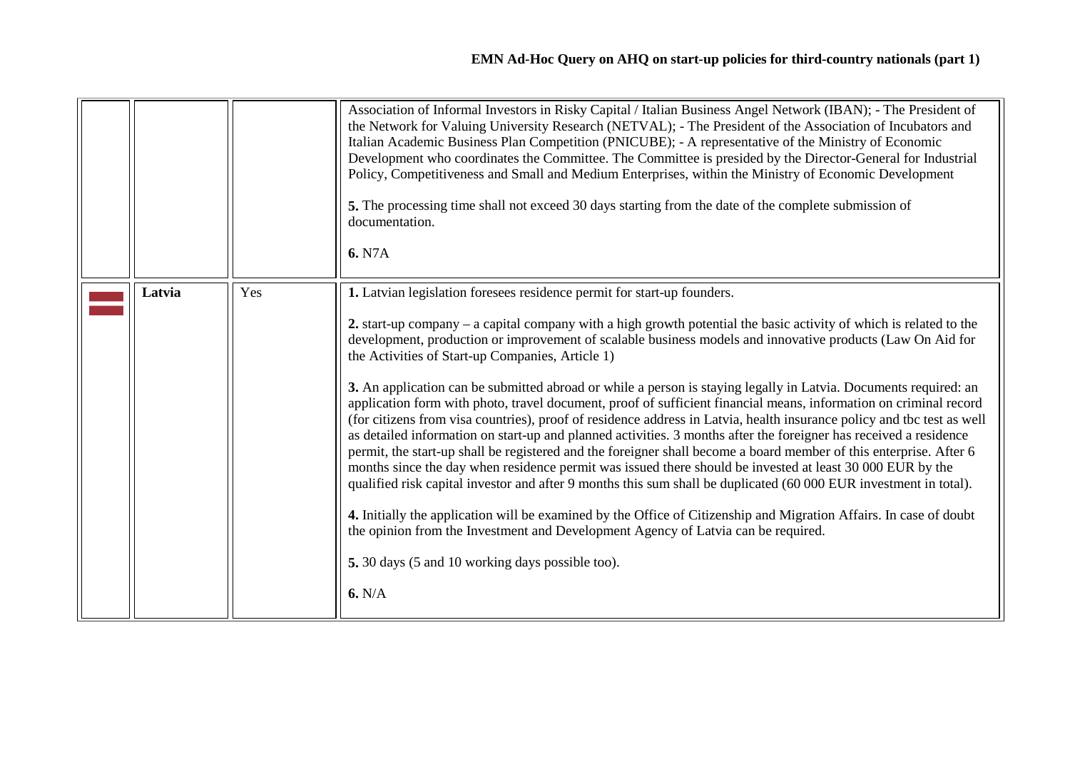| | | | |
|---|---|---|---|
| | | | Association of Informal Investors in Risky Capital / Italian Business Angel Network (IBAN); - The President of the Network for Valuing University Research (NETVAL); - The President of the Association of Incubators and Italian Academic Business Plan Competition (PNICUBE); - A representative of the Ministry of Economic Development who coordinates the Committee. The Committee is presided by the Director-General for Industrial Policy, Competitiveness and Small and Medium Enterprises, within the Ministry of Economic Development<br><br>**5.** The processing time shall not exceed 30 days starting from the date of the complete submission of documentation.<br><br>**6.** N7A |
| | **Latvia** | Yes | **1.** Latvian legislation foresees residence permit for start-up founders.<br><br>**2.** start-up company – a capital company with a high growth potential the basic activity of which is related to the development, production or improvement of scalable business models and innovative products (Law On Aid for the Activities of Start-up Companies, Article 1)<br><br>**3.** An application can be submitted abroad or while a person is staying legally in Latvia. Documents required: an application form with photo, travel document, proof of sufficient financial means, information on criminal record (for citizens from visa countries), proof of residence address in Latvia, health insurance policy and tbc test as well as detailed information on start-up and planned activities. 3 months after the foreigner has received a residence permit, the start-up shall be registered and the foreigner shall become a board member of this enterprise. After 6 months since the day when residence permit was issued there should be invested at least 30 000 EUR by the qualified risk capital investor and after 9 months this sum shall be duplicated (60 000 EUR investment in total).<br><br>**4.** Initially the application will be examined by the Office of Citizenship and Migration Affairs. In case of doubt the opinion from the Investment and Development Agency of Latvia can be required.<br><br>**5.** 30 days (5 and 10 working days possible too).<br><br>**6.** N/A |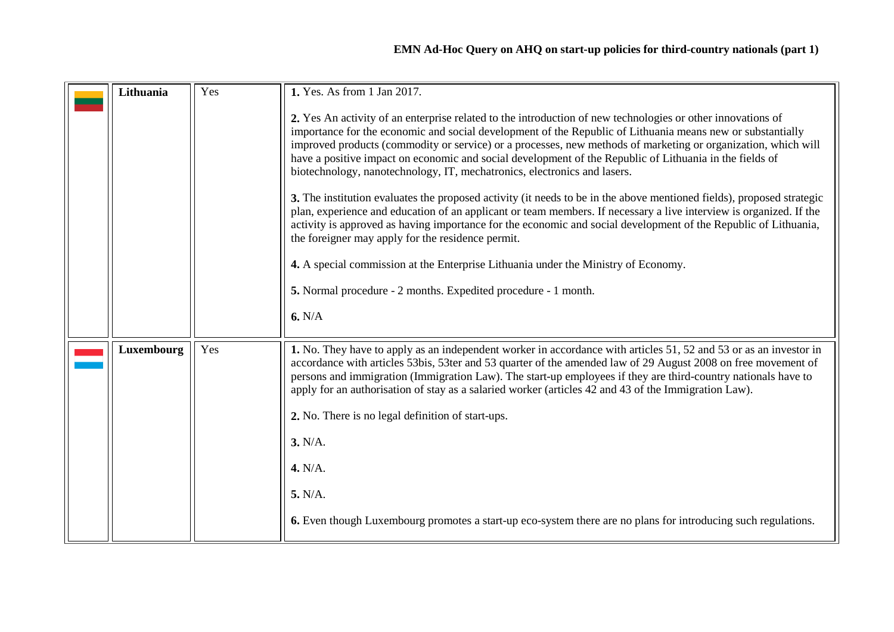| | | | |
|---|---|---|---|
| | **Lithuania** | Yes | **1.** Yes. As from 1 Jan 2017.<br><br>**2.** Yes An activity of an enterprise related to the introduction of new technologies or other innovations of importance for the economic and social development of the Republic of Lithuania means new or substantially improved products (commodity or service) or a processes, new methods of marketing or organization, which will have a positive impact on economic and social development of the Republic of Lithuania in the fields of biotechnology, nanotechnology, IT, mechatronics, electronics and lasers.<br><br>**3.** The institution evaluates the proposed activity (it needs to be in the above mentioned fields), proposed strategic plan, experience and education of an applicant or team members. If necessary a live interview is organized. If the activity is approved as having importance for the economic and social development of the Republic of Lithuania, the foreigner may apply for the residence permit.<br><br>**4.** A special commission at the Enterprise Lithuania under the Ministry of Economy.<br><br>**5.** Normal procedure - 2 months. Expedited procedure - 1 month.<br><br>**6.** N/A |
| | **Luxembourg** | Yes | **1.** No. They have to apply as an independent worker in accordance with articles 51, 52 and 53 or as an investor in accordance with articles 53bis, 53ter and 53 quarter of the amended law of 29 August 2008 on free movement of persons and immigration (Immigration Law). The start-up employees if they are third-country nationals have to apply for an authorisation of stay as a salaried worker (articles 42 and 43 of the Immigration Law).<br><br>**2.** No. There is no legal definition of start-ups.<br><br>**3.** N/A.<br><br>**4.** N/A.<br><br>**5.** N/A.<br><br>**6.** Even though Luxembourg promotes a start-up eco-system there are no plans for introducing such regulations. |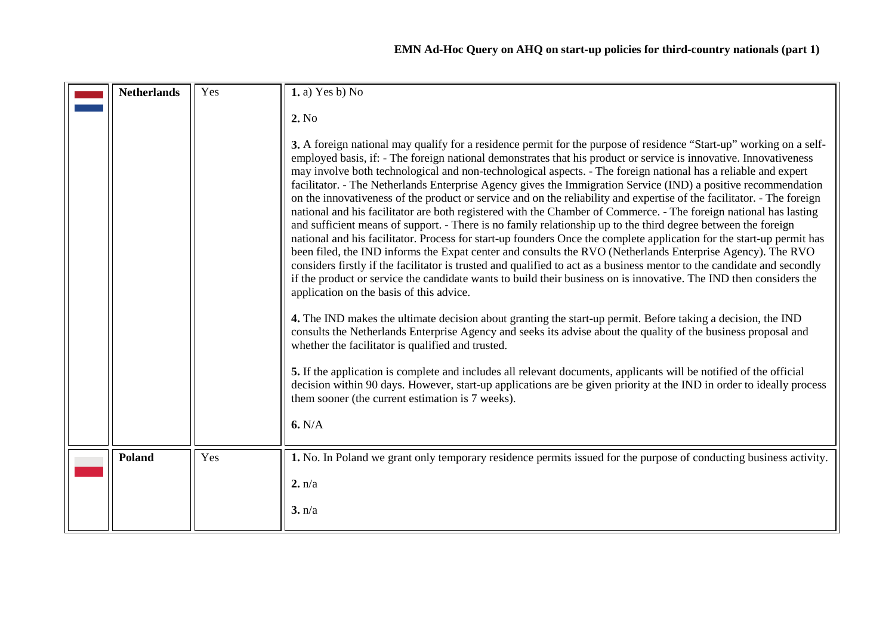| | | | |
|---|---|---|---|
| | **Netherlands** | Yes | **1.** a) Yes b) No<br><br>**2.** No<br><br>**3.** A foreign national may qualify for a residence permit for the purpose of residence “Start-up” working on a self-employed basis, if: - The foreign national demonstrates that his product or service is innovative. Innovativeness may involve both technological and non-technological aspects. - The foreign national has a reliable and expert facilitator. - The Netherlands Enterprise Agency gives the Immigration Service (IND) a positive recommendation on the innovativeness of the product or service and on the reliability and expertise of the facilitator. - The foreign national and his facilitator are both registered with the Chamber of Commerce. - The foreign national has lasting and sufficient means of support. - There is no family relationship up to the third degree between the foreign national and his facilitator. Process for start-up founders Once the complete application for the start-up permit has been filed, the IND informs the Expat center and consults the RVO (Netherlands Enterprise Agency). The RVO considers firstly if the facilitator is trusted and qualified to act as a business mentor to the candidate and secondly if the product or service the candidate wants to build their business on is innovative. The IND then considers the application on the basis of this advice.<br><br>**4.** The IND makes the ultimate decision about granting the start-up permit. Before taking a decision, the IND consults the Netherlands Enterprise Agency and seeks its advise about the quality of the business proposal and whether the facilitator is qualified and trusted.<br><br>**5.** If the application is complete and includes all relevant documents, applicants will be notified of the official decision within 90 days. However, start-up applications are be given priority at the IND in order to ideally process them sooner (the current estimation is 7 weeks).<br><br>**6.** N/A |
| | **Poland** | Yes | **1.** No. In Poland we grant only temporary residence permits issued for the purpose of conducting business activity.<br><br>**2.** n/a<br><br>**3.** n/a |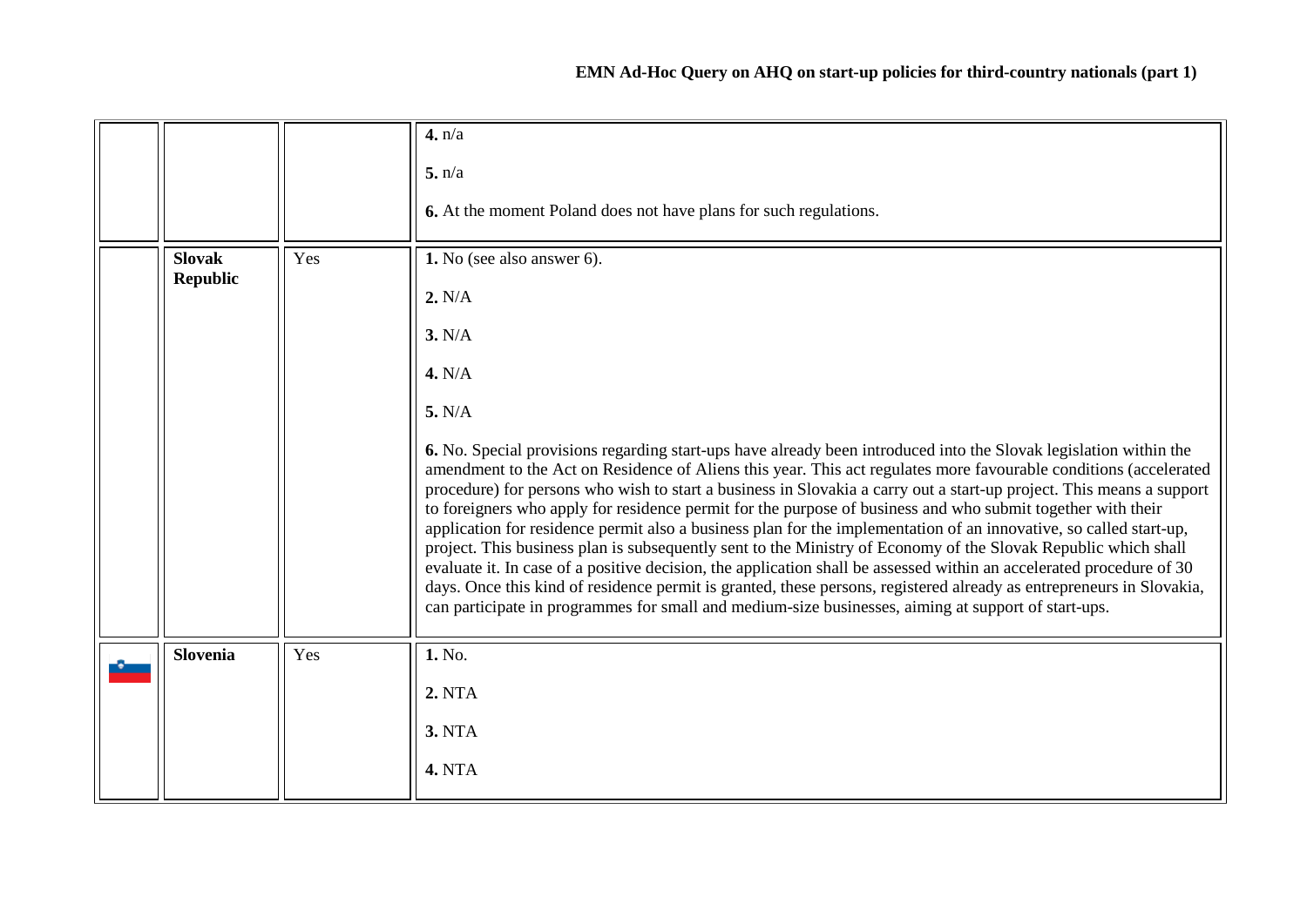| | | | |
|---|---|---|---|
| | | | **4.** n/a<br><br>**5.** n/a<br><br>**6.** At the moment Poland does not have plans for such regulations. |
| | **Slovak Republic** | Yes | **1.** No (see also answer 6).<br><br>**2.** N/A<br><br>**3.** N/A<br><br>**4.** N/A<br><br>**5.** N/A<br><br>**6.** No. Special provisions regarding start-ups have already been introduced into the Slovak legislation within the amendment to the Act on Residence of Aliens this year. This act regulates more favourable conditions (accelerated procedure) for persons who wish to start a business in Slovakia a carry out a start-up project. This means a support to foreigners who apply for residence permit for the purpose of business and who submit together with their application for residence permit also a business plan for the implementation of an innovative, so called start-up, project. This business plan is subsequently sent to the Ministry of Economy of the Slovak Republic which shall evaluate it. In case of a positive decision, the application shall be assessed within an accelerated procedure of 30 days. Once this kind of residence permit is granted, these persons, registered already as entrepreneurs in Slovakia, can participate in programmes for small and medium-size businesses, aiming at support of start-ups. |
| | **Slovenia** | Yes | **1.** No.<br><br>**2.** NTA<br><br>**3.** NTA<br><br>**4.** NTA |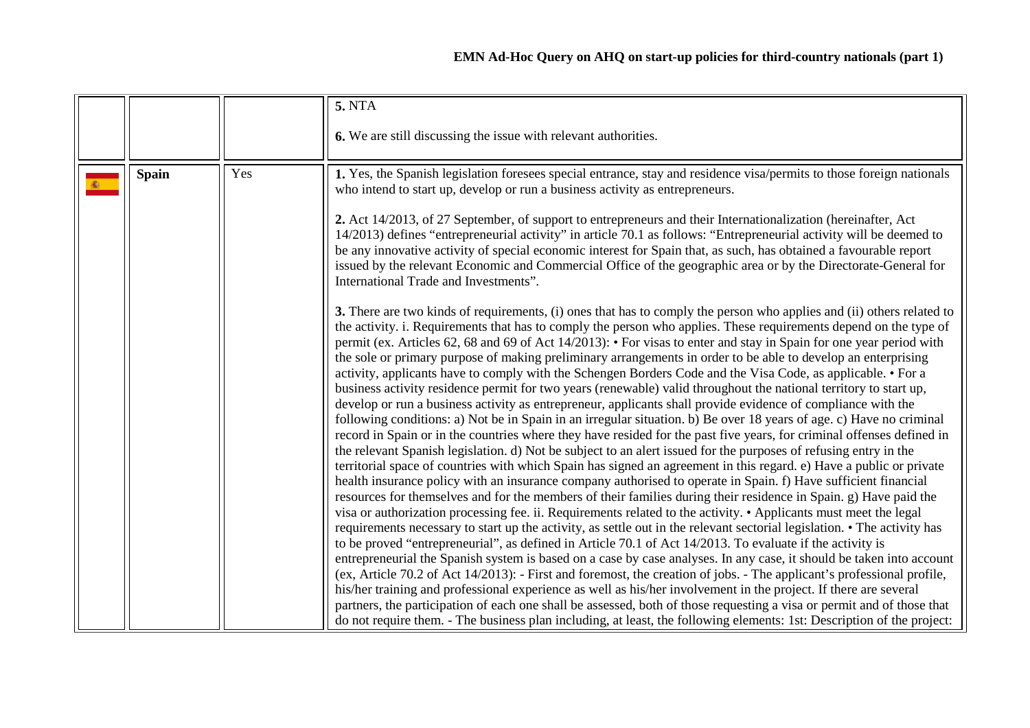| | | | |
|---|---|---|---|
| | | | **5.** NTA<br><br>**6.** We are still discussing the issue with relevant authorities. |
| | **Spain** | Yes | **1.** Yes, the Spanish legislation foresees special entrance, stay and residence visa/permits to those foreign nationals who intend to start up, develop or run a business activity as entrepreneurs.<br><br>**2.** Act 14/2013, of 27 September, of support to entrepreneurs and their Internationalization (hereinafter, Act 14/2013) defines "entrepreneurial activity" in article 70.1 as follows: "Entrepreneurial activity will be deemed to be any innovative activity of special economic interest for Spain that, as such, has obtained a favourable report issued by the relevant Economic and Commercial Office of the geographic area or by the Directorate-General for International Trade and Investments".<br><br>**3.** There are two kinds of requirements, (i) ones that has to comply the person who applies and (ii) others related to the activity. i. Requirements that has to comply the person who applies. These requirements depend on the type of permit (ex. Articles 62, 68 and 69 of Act 14/2013): • For visas to enter and stay in Spain for one year period with the sole or primary purpose of making preliminary arrangements in order to be able to develop an enterprising activity, applicants have to comply with the Schengen Borders Code and the Visa Code, as applicable. • For a business activity residence permit for two years (renewable) valid throughout the national territory to start up, develop or run a business activity as entrepreneur, applicants shall provide evidence of compliance with the following conditions: a) Not be in Spain in an irregular situation. b) Be over 18 years of age. c) Have no criminal record in Spain or in the countries where they have resided for the past five years, for criminal offenses defined in the relevant Spanish legislation. d) Not be subject to an alert issued for the purposes of refusing entry in the territorial space of countries with which Spain has signed an agreement in this regard. e) Have a public or private health insurance policy with an insurance company authorised to operate in Spain. f) Have sufficient financial resources for themselves and for the members of their families during their residence in Spain. g) Have paid the visa or authorization processing fee. ii. Requirements related to the activity. • Applicants must meet the legal requirements necessary to start up the activity, as settle out in the relevant sectorial legislation. • The activity has to be proved "entrepreneurial", as defined in Article 70.1 of Act 14/2013. To evaluate if the activity is entrepreneurial the Spanish system is based on a case by case analyses. In any case, it should be taken into account (ex, Article 70.2 of Act 14/2013): - First and foremost, the creation of jobs. - The applicant's professional profile, his/her training and professional experience as well as his/her involvement in the project. If there are several partners, the participation of each one shall be assessed, both of those requesting a visa or permit and of those that do not require them. - The business plan including, at least, the following elements: 1st: Description of the project: |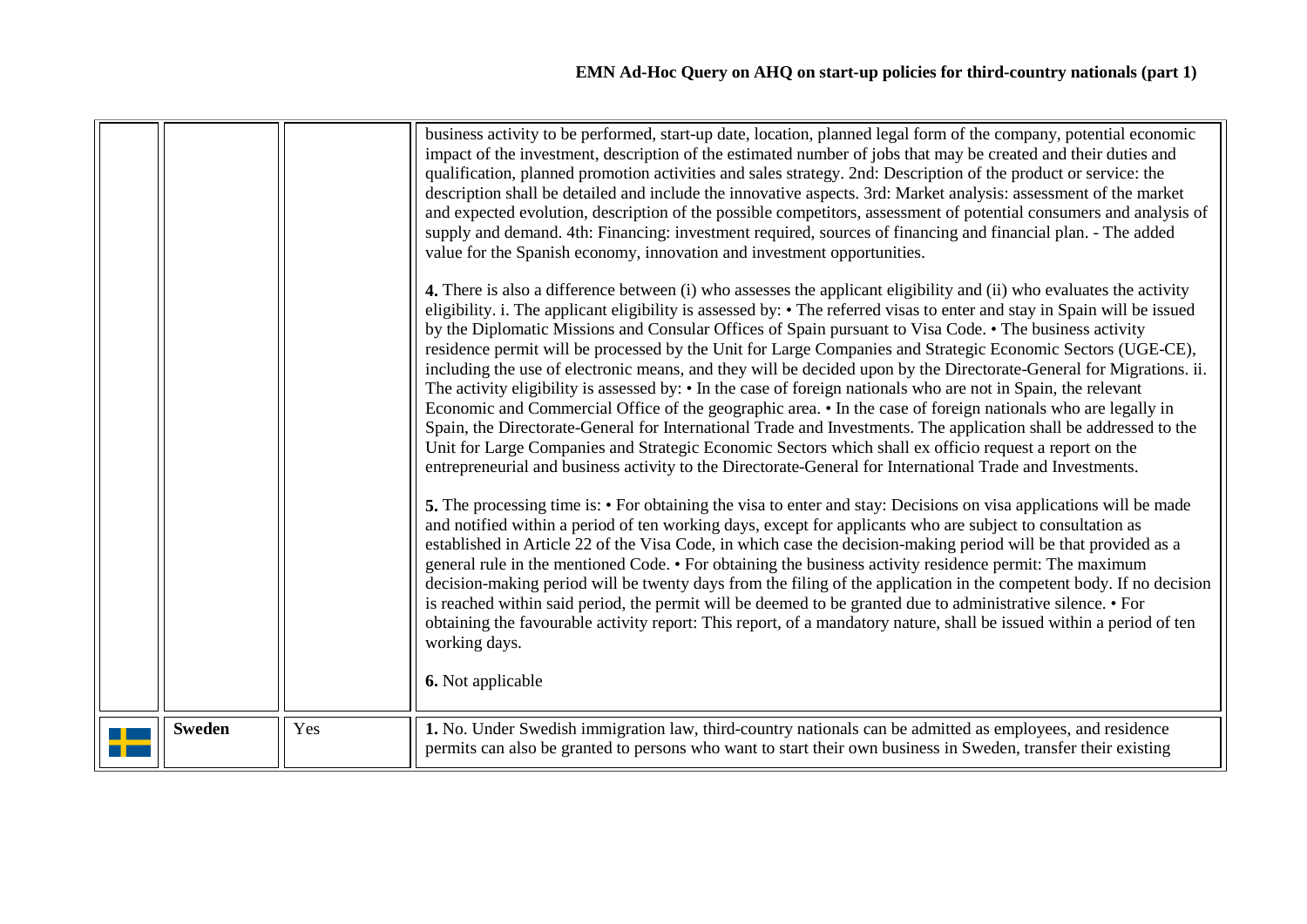| | | | |
|---|---|---|---|
| | | | business activity to be performed, start-up date, location, planned legal form of the company, potential economic impact of the investment, description of the estimated number of jobs that may be created and their duties and qualification, planned promotion activities and sales strategy. 2nd: Description of the product or service: the description shall be detailed and include the innovative aspects. 3rd: Market analysis: assessment of the market and expected evolution, description of the possible competitors, assessment of potential consumers and analysis of supply and demand. 4th: Financing: investment required, sources of financing and financial plan. - The added value for the Spanish economy, innovation and investment opportunities.<br><br>**4.** There is also a difference between (i) who assesses the applicant eligibility and (ii) who evaluates the activity eligibility. i. The applicant eligibility is assessed by: • The referred visas to enter and stay in Spain will be issued by the Diplomatic Missions and Consular Offices of Spain pursuant to Visa Code. • The business activity residence permit will be processed by the Unit for Large Companies and Strategic Economic Sectors (UGE-CE), including the use of electronic means, and they will be decided upon by the Directorate-General for Migrations. ii. The activity eligibility is assessed by: • In the case of foreign nationals who are not in Spain, the relevant Economic and Commercial Office of the geographic area. • In the case of foreign nationals who are legally in Spain, the Directorate-General for International Trade and Investments. The application shall be addressed to the Unit for Large Companies and Strategic Economic Sectors which shall ex officio request a report on the entrepreneurial and business activity to the Directorate-General for International Trade and Investments.<br><br>**5.** The processing time is: • For obtaining the visa to enter and stay: Decisions on visa applications will be made and notified within a period of ten working days, except for applicants who are subject to consultation as established in Article 22 of the Visa Code, in which case the decision-making period will be that provided as a general rule in the mentioned Code. • For obtaining the business activity residence permit: The maximum decision-making period will be twenty days from the filing of the application in the competent body. If no decision is reached within said period, the permit will be deemed to be granted due to administrative silence. • For obtaining the favourable activity report: This report, of a mandatory nature, shall be issued within a period of ten working days.<br><br>**6.** Not applicable |
| | **Sweden** | Yes | **1.** No. Under Swedish immigration law, third-country nationals can be admitted as employees, and residence permits can also be granted to persons who want to start their own business in Sweden, transfer their existing |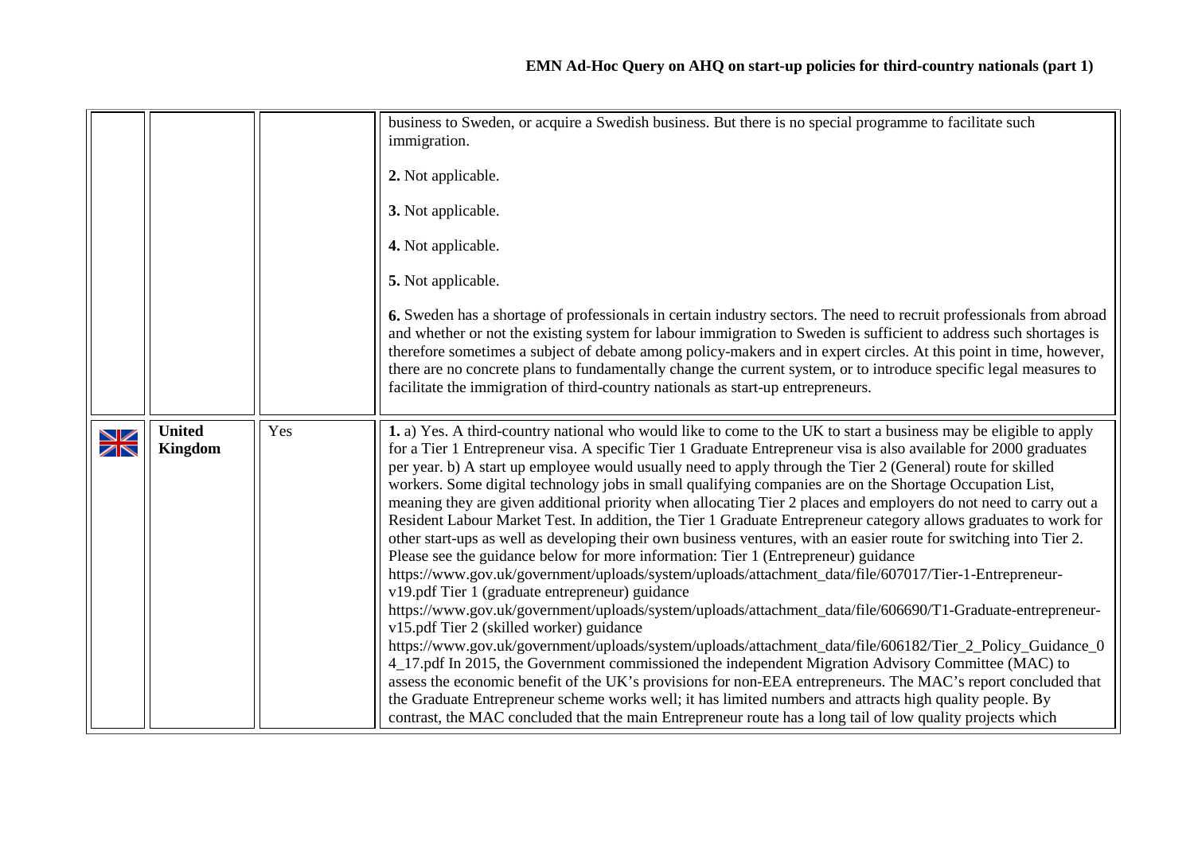| | | | |
|---|---|---|---|
| | | | business to Sweden, or acquire a Swedish business. But there is no special programme to facilitate such immigration.<br><br>**2.** Not applicable.<br><br>**3.** Not applicable.<br><br>**4.** Not applicable.<br><br>**5.** Not applicable.<br><br>**6.** Sweden has a shortage of professionals in certain industry sectors. The need to recruit professionals from abroad and whether or not the existing system for labour immigration to Sweden is sufficient to address such shortages is therefore sometimes a subject of debate among policy-makers and in expert circles. At this point in time, however, there are no concrete plans to fundamentally change the current system, or to introduce specific legal measures to facilitate the immigration of third-country nationals as start-up entrepreneurs. |
| | **United Kingdom** | Yes | **1.** a) Yes. A third-country national who would like to come to the UK to start a business may be eligible to apply for a Tier 1 Entrepreneur visa. A specific Tier 1 Graduate Entrepreneur visa is also available for 2000 graduates per year. b) A start up employee would usually need to apply through the Tier 2 (General) route for skilled workers. Some digital technology jobs in small qualifying companies are on the Shortage Occupation List, meaning they are given additional priority when allocating Tier 2 places and employers do not need to carry out a Resident Labour Market Test. In addition, the Tier 1 Graduate Entrepreneur category allows graduates to work for other start-ups as well as developing their own business ventures, with an easier route for switching into Tier 2. Please see the guidance below for more information: Tier 1 (Entrepreneur) guidance https://www.gov.uk/government/uploads/system/uploads/attachment_data/file/607017/Tier-1-Entrepreneur-v19.pdf Tier 1 (graduate entrepreneur) guidance https://www.gov.uk/government/uploads/system/uploads/attachment_data/file/606690/T1-Graduate-entrepreneur-v15.pdf Tier 2 (skilled worker) guidance https://www.gov.uk/government/uploads/system/uploads/attachment_data/file/606182/Tier_2_Policy_Guidance_04_17.pdf In 2015, the Government commissioned the independent Migration Advisory Committee (MAC) to assess the economic benefit of the UK's provisions for non-EEA entrepreneurs. The MAC's report concluded that the Graduate Entrepreneur scheme works well; it has limited numbers and attracts high quality people. By contrast, the MAC concluded that the main Entrepreneur route has a long tail of low quality projects which |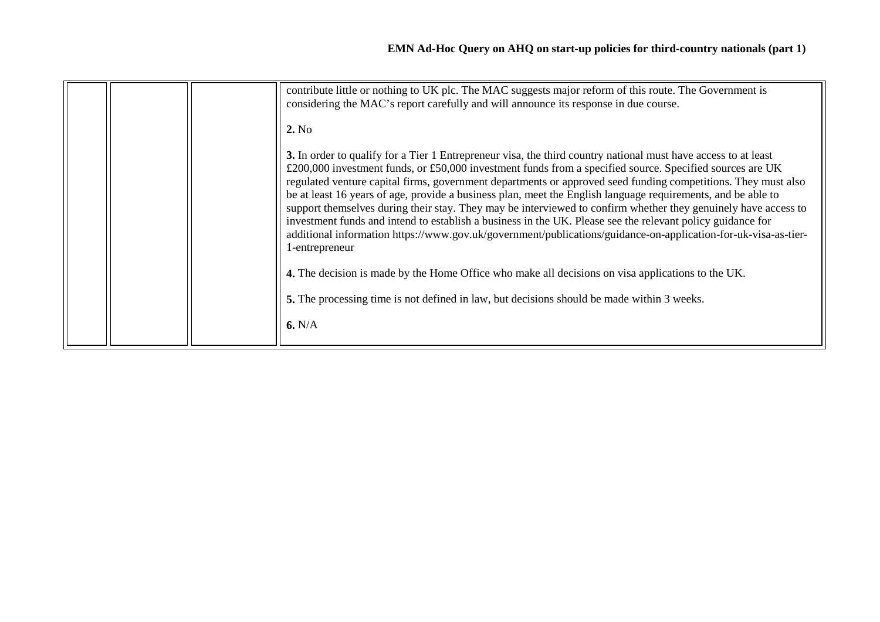| | | | |
|---|---|---|---|
| | | | contribute little or nothing to UK plc. The MAC suggests major reform of this route. The Government is considering the MAC's report carefully and will announce its response in due course.<br><br>**2.** No<br><br>**3.** In order to qualify for a Tier 1 Entrepreneur visa, the third country national must have access to at least £200,000 investment funds, or £50,000 investment funds from a specified source. Specified sources are UK regulated venture capital firms, government departments or approved seed funding competitions. They must also be at least 16 years of age, provide a business plan, meet the English language requirements, and be able to support themselves during their stay. They may be interviewed to confirm whether they genuinely have access to investment funds and intend to establish a business in the UK. Please see the relevant policy guidance for additional information https://www.gov.uk/government/publications/guidance-on-application-for-uk-visa-as-tier-1-entrepreneur<br><br>**4.** The decision is made by the Home Office who make all decisions on visa applications to the UK.<br><br>**5.** The processing time is not defined in law, but decisions should be made within 3 weeks.<br><br>**6.** N/A |